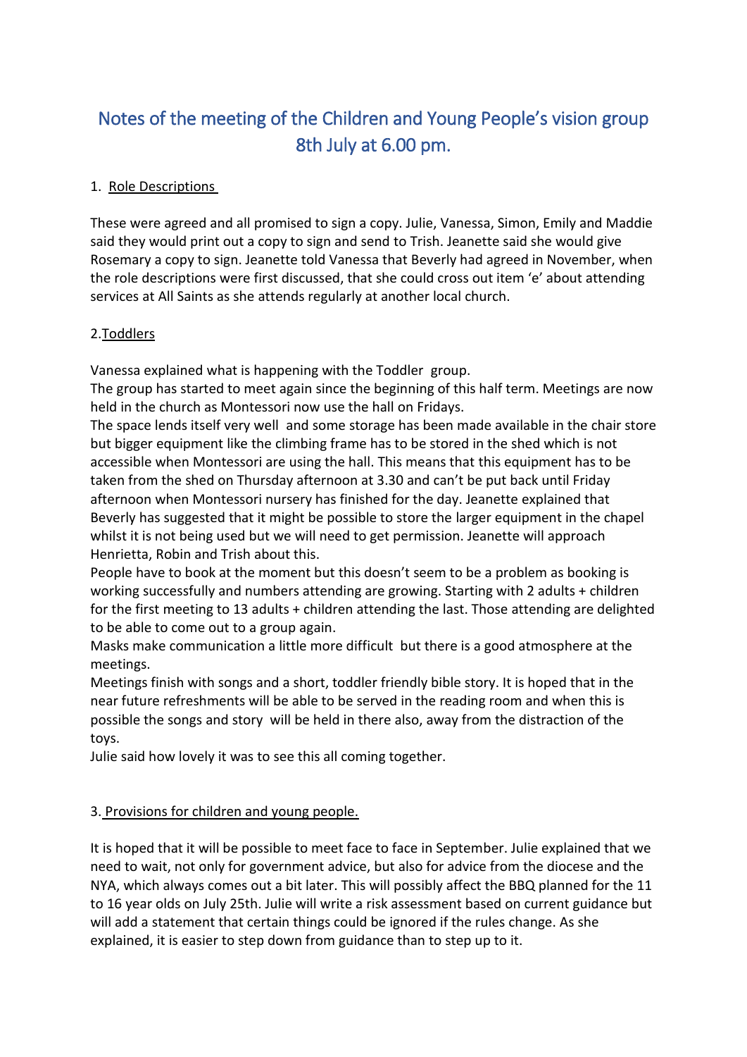# Notes of the meeting of the Children and Young People's vision group 8th July at 6.00 pm.

1. Role Descriptions

These were agreed and all promised to sign a copy. Julie, Vanessa, Simon, Emily and Maddie said they would print out a copy to sign and send to Trish. Jeanette said she would give Rosemary a copy to sign. Jeanette told Vanessa that Beverly had agreed in November, when the role descriptions were first discussed, that she could cross out item 'e' about attending services at All Saints as she attends regularly at another local church.

2. Toddlers

Vanessa explained what is happening with the Toddler group.

The group has started to meet again since the beginning of this half term. Meetings are now held in the church as Montessori now use the hall on Fridays.

The space lends itself very well and some storage has been made available in the chair store but bigger equipment like the climbing frame has to be stored in the shed which is not accessible when Montessori are using the hall. This means that this equipment has to be taken from the shed on Thursday afternoon at 3.30 and can't be put back until Friday afternoon when Montessori nursery has finished for the day. Jeanette explained that Beverly has suggested that it might be possible to store the larger equipment in the chapel whilst it is not being used but we will need to get permission. Jeanette will approach Henrietta, Robin and Trish about this.

People have to book at the moment but this doesn't seem to be a problem as booking is working successfully and numbers attending are growing. Starting with 2 adults + children for the first meeting to 13 adults + children attending the last. Those attending are delighted to be able to come out to a group again.

Masks make communication a little more difficult but there is a good atmosphere at the meetings.

Meetings finish with songs and a short, toddler friendly bible story. It is hoped that in the near future refreshments will be able to be served in the reading room and when this is possible the songs and story will be held in there also, away from the distraction of the toys.

Julie said how lovely it was to see this all coming together.

3. Provisions for children and young people.

It is hoped that it will be possible to meet face to face in September. Julie explained that we need to wait, not only for government advice, but also for advice from the diocese and the NYA, which always comes out a bit later. This will possibly affect the BBQ planned for the 11 to 16 year olds on July 25th. Julie will write a risk assessment based on current guidance but will add a statement that certain things could be ignored if the rules change. As she explained, it is easier to step down from guidance than to step up to it.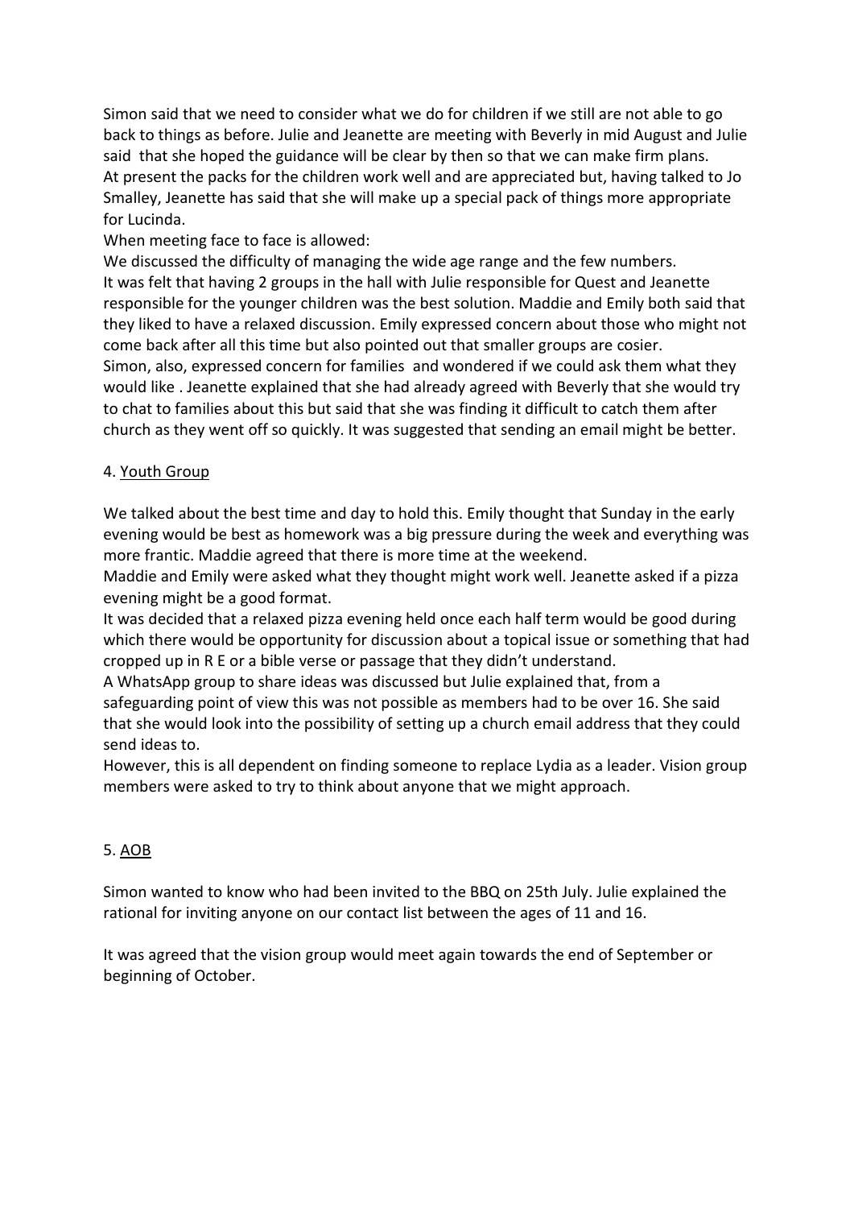Simon said that we need to consider what we do for children if we still are not able to go back to things as before. Julie and Jeanette are meeting with Beverly in mid August and Julie said that she hoped the guidance will be clear by then so that we can make firm plans.
At present the packs for the children work well and are appreciated but, having talked to Jo Smalley, Jeanette has said that she will make up a special pack of things more appropriate for Lucinda.
When meeting face to face is allowed:
We discussed the difficulty of managing the wide age range and the few numbers.
It was felt that having 2 groups in the hall with Julie responsible for Quest and Jeanette responsible for the younger children was the best solution. Maddie and Emily both said that they liked to have a relaxed discussion. Emily expressed concern about those who might not come back after all this time but also pointed out that smaller groups are cosier.
Simon, also, expressed concern for families and wondered if we could ask them what they would like . Jeanette explained that she had already agreed with Beverly that she would try to chat to families about this but said that she was finding it difficult to catch them after church as they went off so quickly. It was suggested that sending an email might be better.

4. <u>Youth Group</u>

We talked about the best time and day to hold this. Emily thought that Sunday in the early evening would be best as homework was a big pressure during the week and everything was more frantic. Maddie agreed that there is more time at the weekend.
Maddie and Emily were asked what they thought might work well. Jeanette asked if a pizza evening might be a good format.
It was decided that a relaxed pizza evening held once each half term would be good during which there would be opportunity for discussion about a topical issue or something that had cropped up in R E or a bible verse or passage that they didn't understand.
A WhatsApp group to share ideas was discussed but Julie explained that, from a safeguarding point of view this was not possible as members had to be over 16. She said that she would look into the possibility of setting up a church email address that they could send ideas to.
However, this is all dependent on finding someone to replace Lydia as a leader. Vision group members were asked to try to think about anyone that we might approach.

5. <u>AOB</u>

Simon wanted to know who had been invited to the BBQ on 25th July. Julie explained the rational for inviting anyone on our contact list between the ages of 11 and 16.

It was agreed that the vision group would meet again towards the end of September or beginning of October.